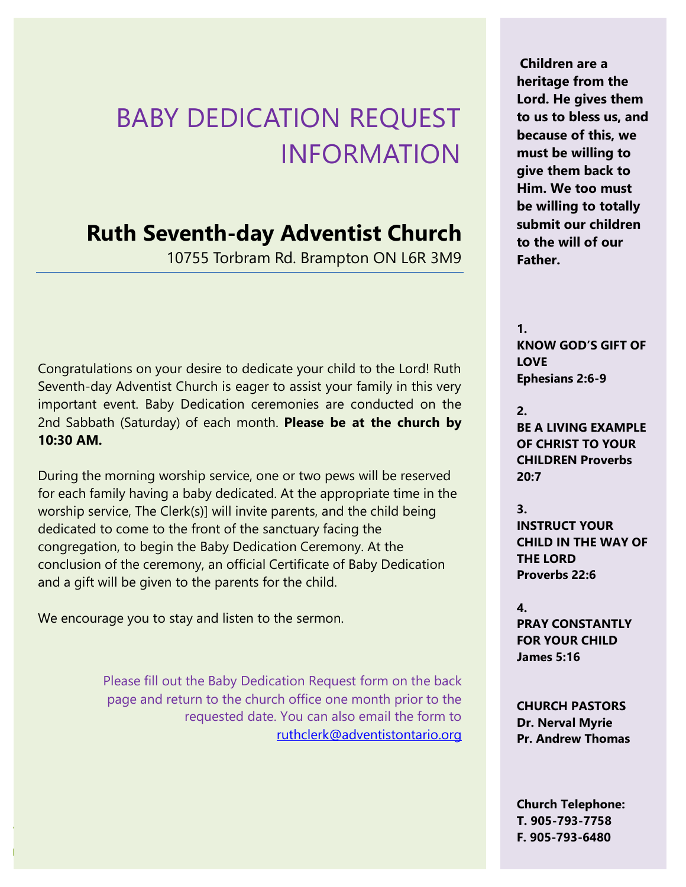# BABY DEDICATION REQUEST INFORMATION

## Ruth Seventh-day Adventist Church

10755 Torbram Rd. Brampton ON L6R 3M9

Congratulations on your desire to dedicate your child to the Lord! Ruth Seventh-day Adventist Church is eager to assist your family in this very important event. Baby Dedication ceremonies are conducted on the 2nd Sabbath (Saturday) of each month. **Please be at the church by 10:30 AM.**

During the morning worship service, one or two pews will be reserved for each family having a baby dedicated. At the appropriate time in the worship service, The Clerk(s)] will invite parents, and the child being dedicated to come to the front of the sanctuary facing the congregation, to begin the Baby Dedication Ceremony. At the conclusion of the ceremony, an official Certificate of Baby Dedication and a gift will be given to the parents for the child.

We encourage you to stay and listen to the sermon.

Please fill out the Baby Dedication Request form on the back page and return to the church office one month prior to the requested date. You can also email the form to ruthclerk@adventistontario.org

**Children are a heritage from the Lord. He gives them to us to bless us, and because of this, we must be willing to give them back to Him. We too must be willing to totally submit our children to the will of our Father.**

**1.**
**KNOW GOD'S GIFT OF LOVE**
**Ephesians 2:6-9**

**2.**
**BE A LIVING EXAMPLE OF CHRIST TO YOUR CHILDREN Proverbs 20:7**

**3.**
**INSTRUCT YOUR CHILD IN THE WAY OF THE LORD**
**Proverbs 22:6**

**4.**
**PRAY CONSTANTLY FOR YOUR CHILD**
**James 5:16**

**CHURCH PASTORS**
**Dr. Nerval Myrie**
**Pr. Andrew Thomas**

**Church Telephone:**
**T. 905-793-7758**
**F. 905-793-6480**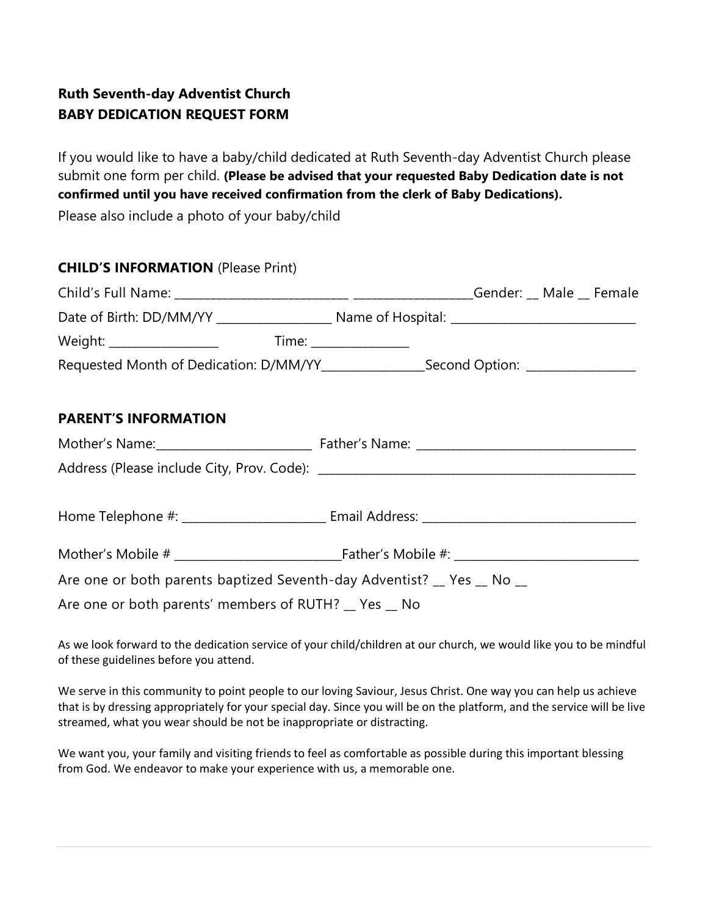**Ruth Seventh-day Adventist Church**
**BABY DEDICATION REQUEST FORM**

If you would like to have a baby/child dedicated at Ruth Seventh-day Adventist Church please submit one form per child. **(Please be advised that your requested Baby Dedication date is not confirmed until you have received confirmation from the clerk of Baby Dedications).**
Please also include a photo of your baby/child

**CHILD'S INFORMATION** (Please Print)

Child's Full Name: ___________________________ __________________Gender: __ Male __ Female

Date of Birth: DD/MM/YY _________________ Name of Hospital: ____________________________

Weight: ________________ Time: ______________

Requested Month of Dedication: D/MM/YY_______________Second Option: ________________

**PARENT'S INFORMATION**

Mother's Name:_______________________ Father's Name: _________________________________

Address (Please include City, Prov. Code): __________________________________________________

Home Telephone #: ______________________ Email Address: ________________________________

Mother's Mobile # _________________________Father's Mobile #: ____________________________

Are one or both parents baptized Seventh-day Adventist? __ Yes __ No __

Are one or both parents' members of RUTH? __ Yes __ No

As we look forward to the dedication service of your child/children at our church, we would like you to be mindful of these guidelines before you attend.

We serve in this community to point people to our loving Saviour, Jesus Christ. One way you can help us achieve that is by dressing appropriately for your special day. Since you will be on the platform, and the service will be live streamed, what you wear should be not be inappropriate or distracting.

We want you, your family and visiting friends to feel as comfortable as possible during this important blessing from God. We endeavor to make your experience with us, a memorable one.